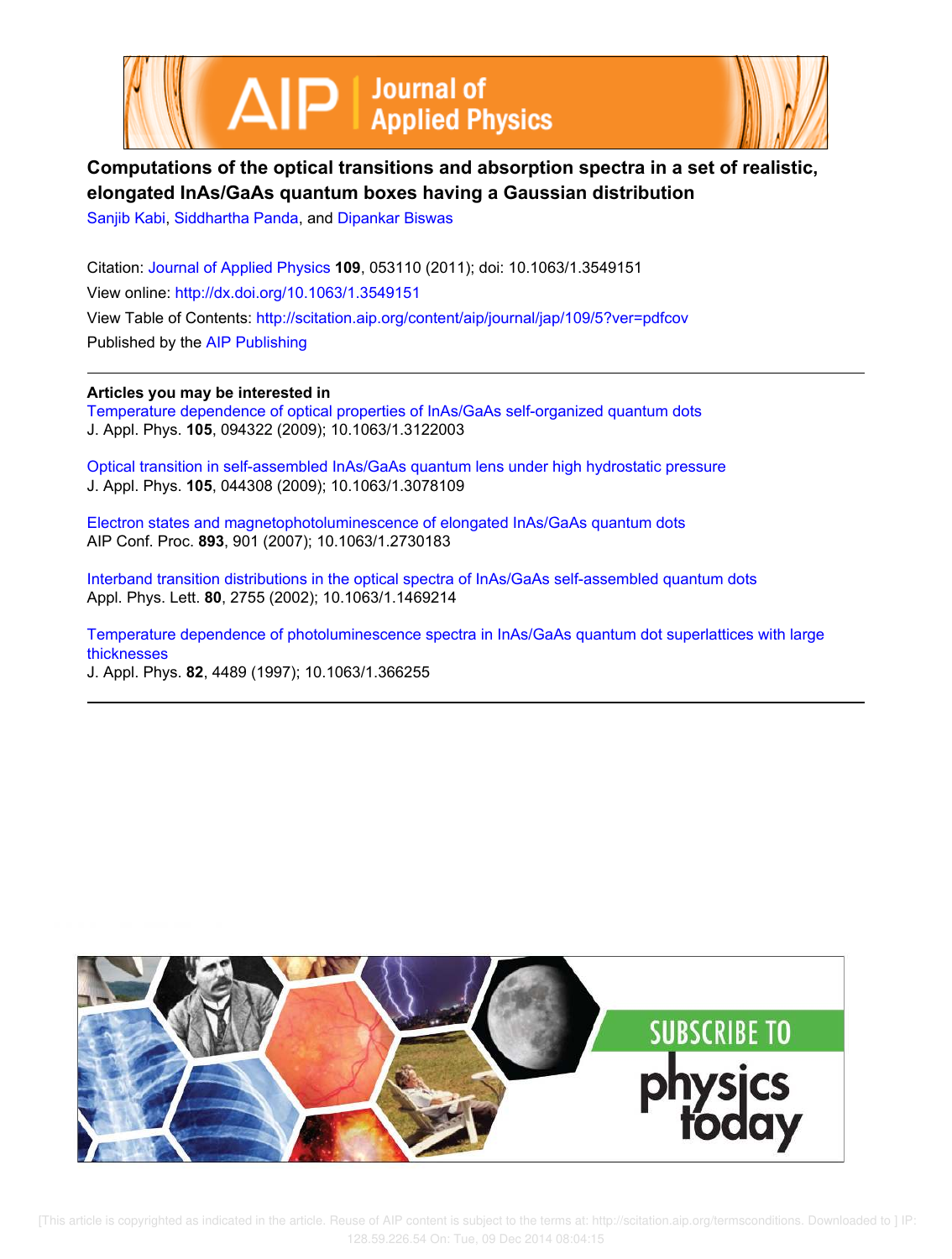# Computations of the optical transitions and absorption spectra in a set of realistic, elongated InAs/GaAs quantum boxes having a Gaussian distribution

Sanjib Kabi, Siddhartha Panda, and Dipankar Biswas

Citation: Journal of Applied Physics **109**, 053110 (2011); doi: 10.1063/1.3549151

View online: http://dx.doi.org/10.1063/1.3549151

View Table of Contents: http://scitation.aip.org/content/aip/journal/jap/109/5?ver=pdfcov

Published by the AIP Publishing

---

**Articles you may be interested in**

Temperature dependence of optical properties of InAs/GaAs self-organized quantum dots
J. Appl. Phys. **105**, 094322 (2009); 10.1063/1.3122003

Optical transition in self-assembled InAs/GaAs quantum lens under high hydrostatic pressure
J. Appl. Phys. **105**, 044308 (2009); 10.1063/1.3078109

Electron states and magnetophotoluminescence of elongated InAs/GaAs quantum dots
AIP Conf. Proc. **893**, 901 (2007); 10.1063/1.2730183

Interband transition distributions in the optical spectra of InAs/GaAs self-assembled quantum dots
Appl. Phys. Lett. **80**, 2755 (2002); 10.1063/1.1469214

Temperature dependence of photoluminescence spectra in InAs/GaAs quantum dot superlattices with large thicknesses
J. Appl. Phys. **82**, 4489 (1997); 10.1063/1.366255

---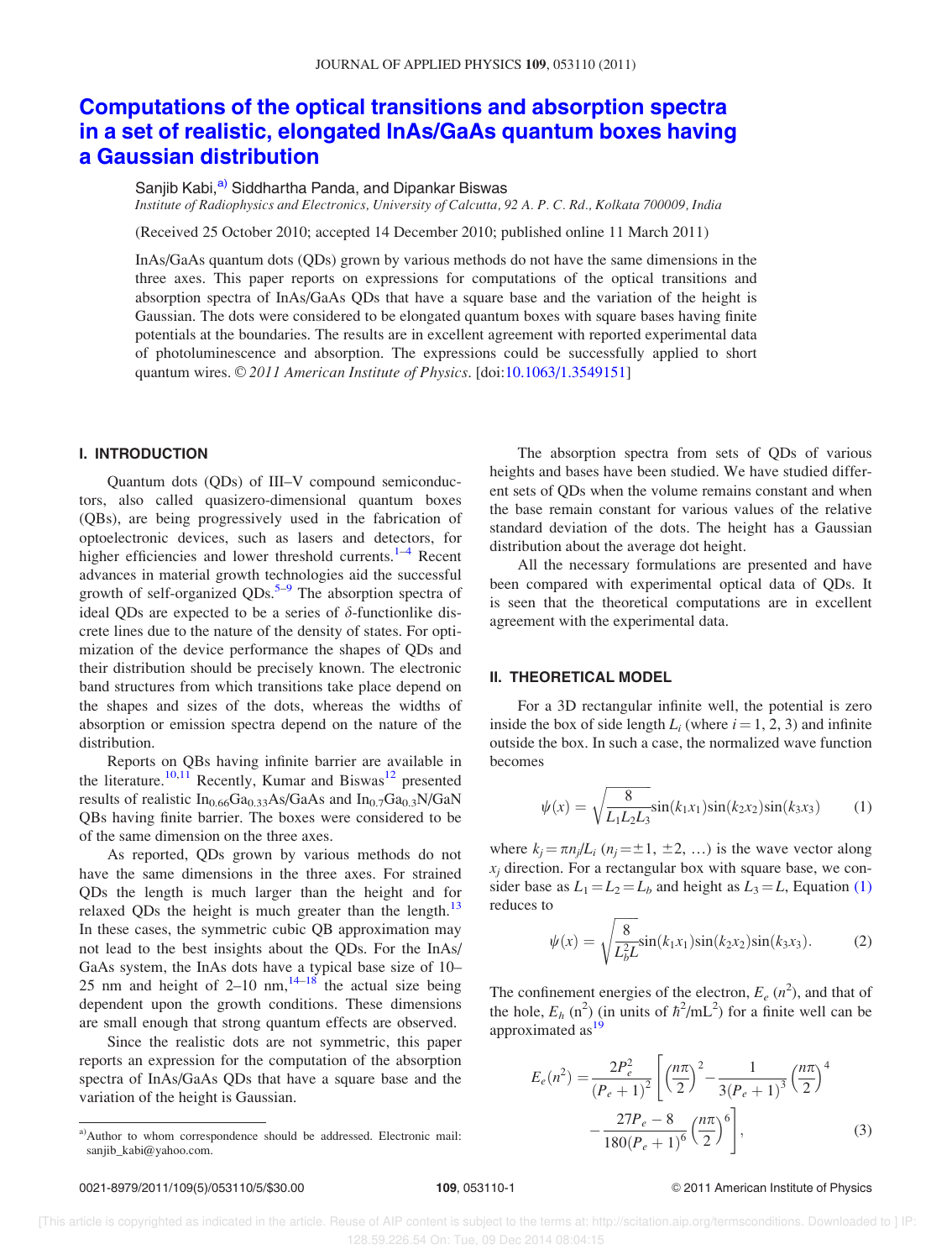# Computations of the optical transitions and absorption spectra in a set of realistic, elongated InAs/GaAs quantum boxes having a Gaussian distribution

Sanjib Kabi,[a] Siddhartha Panda, and Dipankar Biswas

*Institute of Radiophysics and Electronics, University of Calcutta, 92 A. P. C. Rd., Kolkata 700009, India*

(Received 25 October 2010; accepted 14 December 2010; published online 11 March 2011)

InAs/GaAs quantum dots (QDs) grown by various methods do not have the same dimensions in the three axes. This paper reports on expressions for computations of the optical transitions and absorption spectra of InAs/GaAs QDs that have a square base and the variation of the height is Gaussian. The dots were considered to be elongated quantum boxes with square bases having finite potentials at the boundaries. The results are in excellent agreement with reported experimental data of photoluminescence and absorption. The expressions could be successfully applied to short quantum wires. © *2011 American Institute of Physics*. [doi:10.1063/1.3549151]

## I. INTRODUCTION

Quantum dots (QDs) of III–V compound semiconductors, also called quasizero-dimensional quantum boxes (QBs), are being progressively used in the fabrication of optoelectronic devices, such as lasers and detectors, for higher efficiencies and lower threshold currents.[1–4] Recent advances in material growth technologies aid the successful growth of self-organized QDs.[5–9] The absorption spectra of ideal QDs are expected to be a series of $\delta$-functionlike discrete lines due to the nature of the density of states. For optimization of the device performance the shapes of QDs and their distribution should be precisely known. The electronic band structures from which transitions take place depend on the shapes and sizes of the dots, whereas the widths of absorption or emission spectra depend on the nature of the distribution.

Reports on QBs having infinite barrier are available in the literature.[10,11] Recently, Kumar and Biswas[12] presented results of realistic $In_{0.66}Ga_{0.33}As$/GaAs and $In_{0.7}Ga_{0.3}N$/GaN QBs having finite barrier. The boxes were considered to be of the same dimension on the three axes.

As reported, QDs grown by various methods do not have the same dimensions in the three axes. For strained QDs the length is much larger than the height and for relaxed QDs the height is much greater than the length.[13] In these cases, the symmetric cubic QB approximation may not lead to the best insights about the QDs. For the InAs/GaAs system, the InAs dots have a typical base size of 10–25 nm and height of 2–10 nm,[14–18] the actual size being dependent upon the growth conditions. These dimensions are small enough that strong quantum effects are observed.

Since the realistic dots are not symmetric, this paper reports an expression for the computation of the absorption spectra of InAs/GaAs QDs that have a square base and the variation of the height is Gaussian.

The absorption spectra from sets of QDs of various heights and bases have been studied. We have studied different sets of QDs when the volume remains constant and when the base remain constant for various values of the relative standard deviation of the dots. The height has a Gaussian distribution about the average dot height.

All the necessary formulations are presented and have been compared with experimental optical data of QDs. It is seen that the theoretical computations are in excellent agreement with the experimental data.

## II. THEORETICAL MODEL

For a 3D rectangular infinite well, the potential is zero inside the box of side length $L_i$ (where $i = 1, 2, 3$) and infinite outside the box. In such a case, the normalized wave function becomes

$$\psi(x) = \sqrt{\frac{8}{L_1 L_2 L_3}} \sin(k_1 x_1)\sin(k_2 x_2)\sin(k_3 x_3) \tag{1}$$

where $k_j = \pi n_j / L_i$ ($n_j = \pm 1, \pm 2, \ldots$) is the wave vector along $x_j$ direction. For a rectangular box with square base, we consider base as $L_1 = L_2 = L_b$ and height as $L_3 = L$, Equation (1) reduces to

$$\psi(x) = \sqrt{\frac{8}{L_b^2 L}} \sin(k_1 x_1)\sin(k_2 x_2)\sin(k_3 x_3). \tag{2}$$

The confinement energies of the electron, $E_e\,(n^2)$, and that of the hole, $E_h\,(n^2)$ (in units of $\hbar^2/\text{mL}^2$) for a finite well can be approximated as[19]

$$E_e(n^2) = \frac{2P_e^2}{(P_e+1)^2}\left[\left(\frac{n\pi}{2}\right)^2 - \frac{1}{3(P_e+1)^3}\left(\frac{n\pi}{2}\right)^4 - \frac{27P_e - 8}{180(P_e+1)^6}\left(\frac{n\pi}{2}\right)^6\right], \tag{3}$$

[a] Author to whom correspondence should be addressed. Electronic mail: sanjib_kabi@yahoo.com.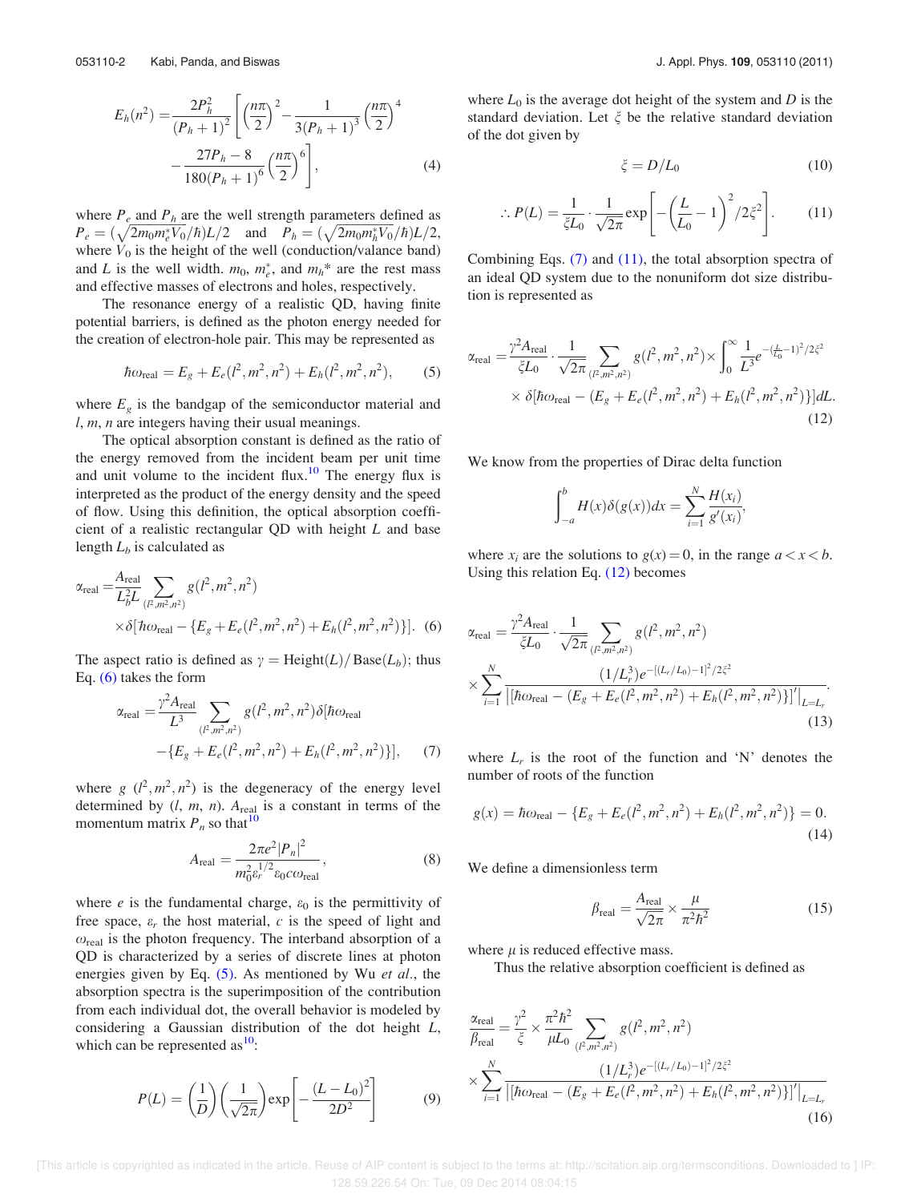$$E_h(n^2) = \frac{2P_h^2}{(P_h+1)^2}\left[\left(\frac{n\pi}{2}\right)^2 - \frac{1}{3(P_h+1)^3}\left(\frac{n\pi}{2}\right)^4 - \frac{27P_h - 8}{180(P_h+1)^6}\left(\frac{n\pi}{2}\right)^6\right], \tag{4}$$

where $P_e$ and $P_h$ are the well strength parameters defined as $P_e = (\sqrt{2m_0 m_e^* V_0}/\hbar)L/2$ and $P_h = (\sqrt{2m_0 m_h^* V_0}/\hbar)L/2$, where $V_0$ is the height of the well (conduction/valance band) and $L$ is the well width. $m_0$, $m_e^*$, and $m_h{}^*$ are the rest mass and effective masses of electrons and holes, respectively.

The resonance energy of a realistic QD, having finite potential barriers, is defined as the photon energy needed for the creation of electron-hole pair. This may be represented as

$$\hbar\omega_{\text{real}} = E_g + E_e(l^2, m^2, n^2) + E_h(l^2, m^2, n^2), \tag{5}$$

where $E_g$ is the bandgap of the semiconductor material and $l$, $m$, $n$ are integers having their usual meanings.

The optical absorption constant is defined as the ratio of the energy removed from the incident beam per unit time and unit volume to the incident flux.[10] The energy flux is interpreted as the product of the energy density and the speed of flow. Using this definition, the optical absorption coefficient of a realistic rectangular QD with height $L$ and base length $L_b$ is calculated as

$$\alpha_{\text{real}} = \frac{A_{\text{real}}}{L_b^2 L}\sum_{(l^2,m^2,n^2)} g(l^2,m^2,n^2) \times \delta[\hbar\omega_{\text{real}} - \{E_g + E_e(l^2,m^2,n^2) + E_h(l^2,m^2,n^2)\}]. \tag{6}$$

The aspect ratio is defined as $\gamma = \text{Height}(L)/\text{Base}(L_b)$; thus Eq. (6) takes the form

$$\alpha_{\text{real}} = \frac{\gamma^2 A_{\text{real}}}{L^3}\sum_{(l^2,m^2,n^2)} g(l^2,m^2,n^2)\delta[\hbar\omega_{\text{real}} - \{E_g + E_e(l^2,m^2,n^2) + E_h(l^2,m^2,n^2)\}], \tag{7}$$

where $g\ (l^2, m^2, n^2)$ is the degeneracy of the energy level determined by $(l, m, n)$. $A_{\text{real}}$ is a constant in terms of the momentum matrix $P_n$ so that[10]

$$A_{\text{real}} = \frac{2\pi e^2 |P_n|^2}{m_0^2 \varepsilon_r^{1/2} \varepsilon_0 c \omega_{\text{real}}}, \tag{8}$$

where $e$ is the fundamental charge, $\varepsilon_0$ is the permittivity of free space, $\varepsilon_r$ the host material, $c$ is the speed of light and $\omega_{\text{real}}$ is the photon frequency. The interband absorption of a QD is characterized by a series of discrete lines at photon energies given by Eq. (5). As mentioned by Wu *et al.*, the absorption spectra is the superimposition of the contribution from each individual dot, the overall behavior is modeled by considering a Gaussian distribution of the dot height $L$, which can be represented as[10]:

$$P(L) = \left(\frac{1}{D}\right)\left(\frac{1}{\sqrt{2\pi}}\right)\exp\left[-\frac{(L-L_0)^2}{2D^2}\right] \tag{9}$$

where $L_0$ is the average dot height of the system and $D$ is the standard deviation. Let $\xi$ be the relative standard deviation of the dot given by

$$\xi = D/L_0 \tag{10}$$

$$\therefore P(L) = \frac{1}{\xi L_0}\cdot\frac{1}{\sqrt{2\pi}}\exp\left[-\left(\frac{L}{L_0}-1\right)^2 / 2\xi^2\right]. \tag{11}$$

Combining Eqs. (7) and (11), the total absorption spectra of an ideal QD system due to the nonuniform dot size distribution is represented as

$$\alpha_{\text{real}} = \frac{\gamma^2 A_{\text{real}}}{\xi L_0}\cdot\frac{1}{\sqrt{2\pi}}\sum_{(l^2,m^2,n^2)} g(l^2,m^2,n^2) \times \int_0^\infty \frac{1}{L^3} e^{-\left(\frac{L}{L_0}-1\right)^2/2\xi^2} \times \delta[\hbar\omega_{\text{real}} - (E_g + E_e(l^2,m^2,n^2) + E_h(l^2,m^2,n^2))]dL. \tag{12}$$

We know from the properties of Dirac delta function

$$\int_{-a}^{b} H(x)\delta(g(x))dx = \sum_{i=1}^{N}\frac{H(x_i)}{g'(x_i)},$$

where $x_i$ are the solutions to $g(x) = 0$, in the range $a < x < b$. Using this relation Eq. (12) becomes

$$\alpha_{\text{real}} = \frac{\gamma^2 A_{\text{real}}}{\xi L_0}\cdot\frac{1}{\sqrt{2\pi}}\sum_{(l^2,m^2,n^2)} g(l^2,m^2,n^2) \times \sum_{i=1}^{N}\frac{(1/L_r^3)e^{-[(L_r/L_0)-1]^2/2\xi^2}}{\left|[\hbar\omega_{\text{real}} - (E_g + E_e(l^2,m^2,n^2) + E_h(l^2,m^2,n^2))]'\right|_{L=L_r}}. \tag{13}$$

where $L_r$ is the root of the function and 'N' denotes the number of roots of the function

$$g(x) = \hbar\omega_{\text{real}} - \{E_g + E_e(l^2,m^2,n^2) + E_h(l^2,m^2,n^2)\} = 0. \tag{14}$$

We define a dimensionless term

$$\beta_{\text{real}} = \frac{A_{\text{real}}}{\sqrt{2\pi}} \times \frac{\mu}{\pi^2\hbar^2} \tag{15}$$

where $\mu$ is reduced effective mass.

Thus the relative absorption coefficient is defined as

$$\frac{\alpha_{\text{real}}}{\beta_{\text{real}}} = \frac{\gamma^2}{\xi} \times \frac{\pi^2\hbar^2}{\mu L_0}\sum_{(l^2,m^2,n^2)} g(l^2,m^2,n^2) \times \sum_{i=1}^{N}\frac{(1/L_r^3)e^{-[(L_r/L_0)-1]^2/2\xi^2}}{\left|[\hbar\omega_{\text{real}} - (E_g + E_e(l^2,m^2,n^2) + E_h(l^2,m^2,n^2))]'\right|_{L=L_r}} \tag{16}$$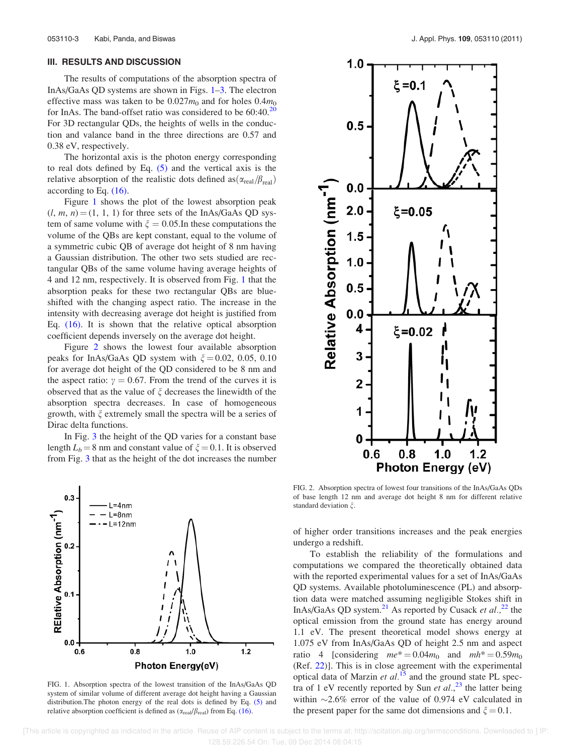## III. RESULTS AND DISCUSSION

The results of computations of the absorption spectra of InAs/GaAs QD systems are shown in Figs. 1–3. The electron effective mass was taken to be $0.027m_0$ and for holes $0.4m_0$ for InAs. The band-offset ratio was considered to be 60:40.[20] For 3D rectangular QDs, the heights of wells in the conduction and valance band in the three directions are 0.57 and 0.38 eV, respectively.

The horizontal axis is the photon energy corresponding to real dots defined by Eq. (5) and the vertical axis is the relative absorption of the realistic dots defined as$(\alpha_{real}/\beta_{real})$ according to Eq. (16).

Figure 1 shows the plot of the lowest absorption peak $(l, m, n) = (1, 1, 1)$ for three sets of the InAs/GaAs QD system of same volume with $\xi = 0.05$.In these computations the volume of the QBs are kept constant, equal to the volume of a symmetric cubic QB of average dot height of 8 nm having a Gaussian distribution. The other two sets studied are rectangular QBs of the same volume having average heights of 4 and 12 nm, respectively. It is observed from Fig. 1 that the absorption peaks for these two rectangular QBs are blueshifted with the changing aspect ratio. The increase in the intensity with decreasing average dot height is justified from Eq. (16). It is shown that the relative optical absorption coefficient depends inversely on the average dot height.

Figure 2 shows the lowest four available absorption peaks for InAs/GaAs QD system with $\xi = 0.02$, 0.05, 0.10 for average dot height of the QD considered to be 8 nm and the aspect ratio: $\gamma = 0.67$. From the trend of the curves it is observed that as the value of $\xi$ decreases the linewidth of the absorption spectra decreases. In case of homogeneous growth, with $\xi$ extremely small the spectra will be a series of Dirac delta functions.

In Fig. 3 the height of the QD varies for a constant base length $L_b = 8$ nm and constant value of $\xi = 0.1$. It is observed from Fig. 3 that as the height of the dot increases the number of higher order transitions increases and the peak energies undergo a redshift.

FIG. 1. Absorption spectra of the lowest transition of the InAs/GaAs QD system of similar volume of different average dot height having a Gaussian distribution.The photon energy of the real dots is defined by Eq. (5) and relative absorption coefficient is defined as $(\alpha_{real}/\beta_{real})$ from Eq. (16).

FIG. 2. Absorption spectra of lowest four transitions of the InAs/GaAs QDs of base length 12 nm and average dot height 8 nm for different relative standard deviation $\xi$.

To establish the reliability of the formulations and computations we compared the theoretically obtained data with the reported experimental values for a set of InAs/GaAs QD systems. Available photoluminescence (PL) and absorption data were matched assuming negligible Stokes shift in InAs/GaAs QD system.[21] As reported by Cusack *et al.*,[22] the optical emission from the ground state has energy around 1.1 eV. The present theoretical model shows energy at 1.075 eV from InAs/GaAs QD of height 2.5 nm and aspect ratio 4 [considering $me^* = 0.04m_0$ and $mh^* = 0.59m_0$ (Ref. 22)]. This is in close agreement with the experimental optical data of Marzin *et al.*[15] and the ground state PL spectra of 1 eV recently reported by Sun *et al.*,[23] the latter being within ~2.6% error of the value of 0.974 eV calculated in the present paper for the same dot dimensions and $\xi = 0.1$.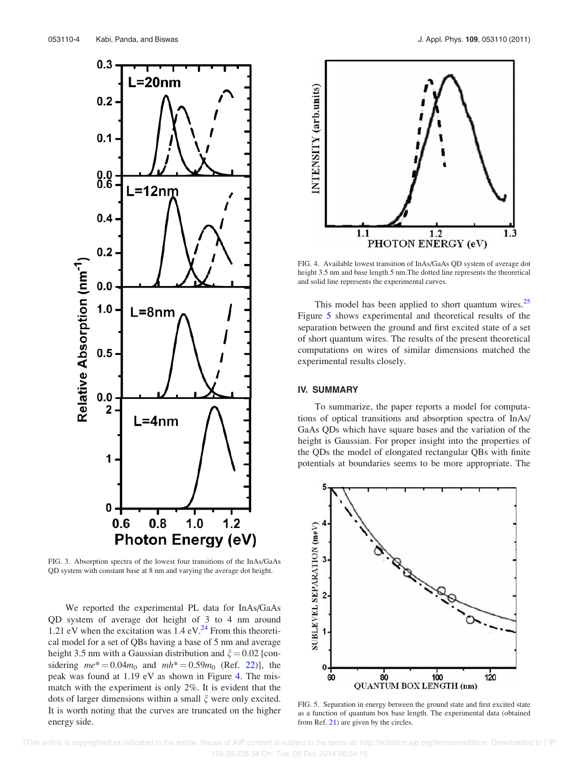FIG. 3. Absorption spectra of the lowest four transitions of the InAs/GaAs QD system with constant base at 8 nm and varying the average dot height.

We reported the experimental PL data for InAs/GaAs QD system of average dot height of 3 to 4 nm around 1.21 eV when the excitation was 1.4 eV.[24] From this theoretical model for a set of QBs having a base of 5 nm and average height 3.5 nm with a Gaussian distribution and $\xi = 0.02$ [considering $me^* = 0.04m_0$ and $mh^* = 0.59m_0$ (Ref. 22)], the peak was found at 1.19 eV as shown in Figure 4. The mismatch with the experiment is only 2%. It is evident that the dots of larger dimensions within a small $\xi$ were only excited. It is worth noting that the curves are truncated on the higher energy side.

FIG. 4. Available lowest transition of InAs/GaAs QD system of average dot height 3.5 nm and base length 5 nm. The dotted line represents the theoretical and solid line represents the experimental curves.

This model has been applied to short quantum wires.[25] Figure 5 shows experimental and theoretical results of the separation between the ground and first excited state of a set of short quantum wires. The results of the present theoretical computations on wires of similar dimensions matched the experimental results closely.

## IV. SUMMARY

To summarize, the paper reports a model for computations of optical transitions and absorption spectra of InAs/GaAs QDs which have square bases and the variation of the height is Gaussian. For proper insight into the properties of the QDs the model of elongated rectangular QBs with finite potentials at boundaries seems to be more appropriate. The

FIG. 5. Separation in energy between the ground state and first excited state as a function of quantum box base length. The experimental data (obtained from Ref. 21) are given by the circles.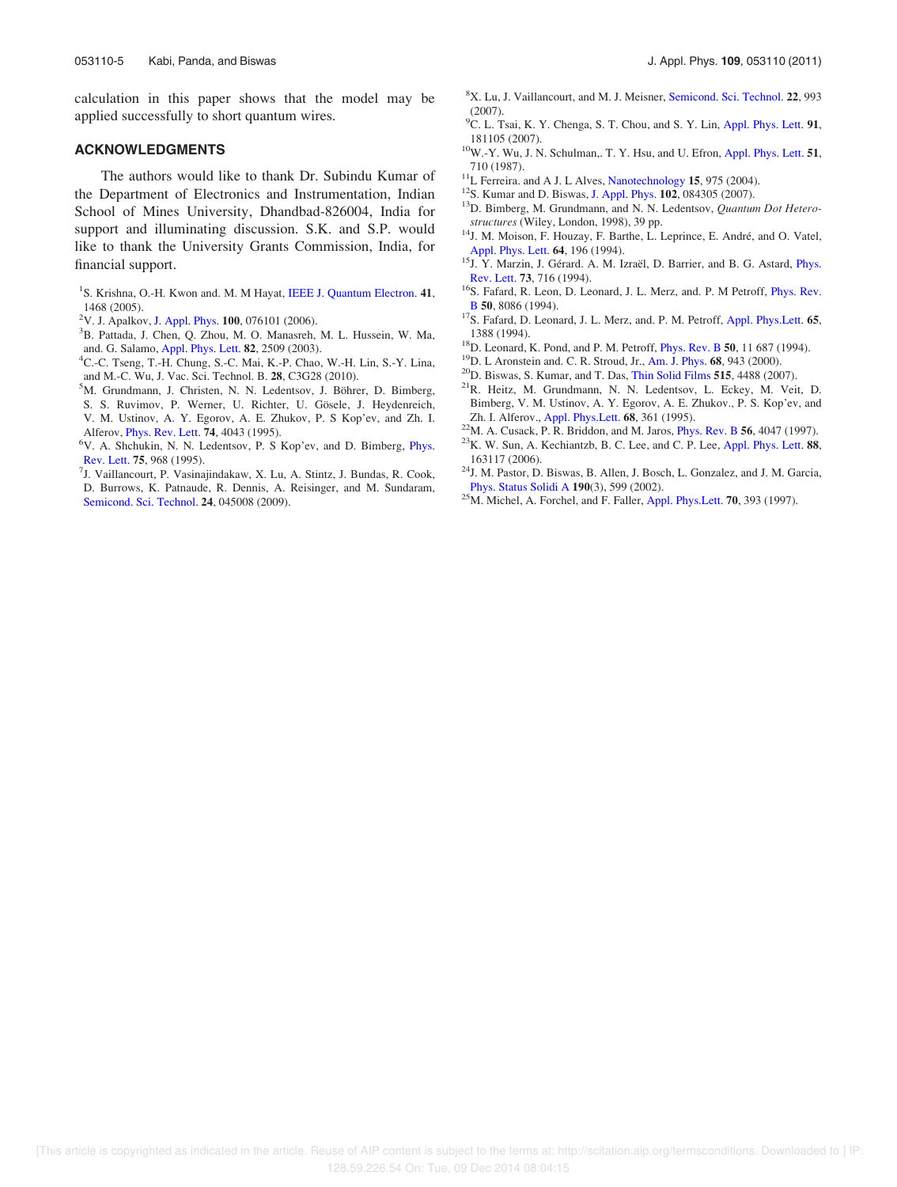calculation in this paper shows that the model may be applied successfully to short quantum wires.

## ACKNOWLEDGMENTS

The authors would like to thank Dr. Subindu Kumar of the Department of Electronics and Instrumentation, Indian School of Mines University, Dhandbad-826004, India for support and illuminating discussion. S.K. and S.P. would like to thank the University Grants Commission, India, for financial support.

[1]S. Krishna, O.-H. Kwon and. M. M Hayat, IEEE J. Quantum Electron. **41**, 1468 (2005).

[2]V. J. Apalkov, J. Appl. Phys. **100**, 076101 (2006).

[3]B. Pattada, J. Chen, Q. Zhou, M. O. Manasreh, M. L. Hussein, W. Ma, and. G. Salamo, Appl. Phys. Lett. **82**, 2509 (2003).

[4]C.-C. Tseng, T.-H. Chung, S.-C. Mai, K.-P. Chao, W.-H. Lin, S.-Y. Lina, and M.-C. Wu, J. Vac. Sci. Technol. B. **28**, C3G28 (2010).

[5]M. Grundmann, J. Christen, N. N. Ledentsov, J. Böhrer, D. Bimberg, S. S. Ruvimov, P. Werner, U. Richter, U. Gösele, J. Heydenreich, V. M. Ustinov, A. Y. Egorov, A. E. Zhukov, P. S Kop'ev, and Zh. I. Alferov, Phys. Rev. Lett. **74**, 4043 (1995).

[6]V. A. Shchukin, N. N. Ledentsov, P. S Kop'ev, and D. Bimberg, Phys. Rev. Lett. **75**, 968 (1995).

[7]J. Vaillancourt, P. Vasinajindakaw, X. Lu, A. Stintz, J. Bundas, R. Cook, D. Burrows, K. Patnaude, R. Dennis, A. Reisinger, and M. Sundaram, Semicond. Sci. Technol. **24**, 045008 (2009).

[8]X. Lu, J. Vaillancourt, and M. J. Meisner, Semicond. Sci. Technol. **22**, 993 (2007).

[9]C. L. Tsai, K. Y. Chenga, S. T. Chou, and S. Y. Lin, Appl. Phys. Lett. **91**, 181105 (2007).

[10]W.-Y. Wu, J. N. Schulman,. T. Y. Hsu, and U. Efron, Appl. Phys. Lett. **51**, 710 (1987).

[11]L Ferreira. and A J. L Alves, Nanotechnology **15**, 975 (2004).

[12]S. Kumar and D. Biswas, J. Appl. Phys. **102**, 084305 (2007).

[13]D. Bimberg, M. Grundmann, and N. N. Ledentsov, *Quantum Dot Heterostructures* (Wiley, London, 1998), 39 pp.

[14]J. M. Moison, F. Houzay, F. Barthe, L. Leprince, E. André, and O. Vatel, Appl. Phys. Lett. **64**, 196 (1994).

[15]J. Y. Marzin, J. Gérard. A. M. Izraël, D. Barrier, and B. G. Astard, Phys. Rev. Lett. **73**, 716 (1994).

[16]S. Fafard, R. Leon, D. Leonard, J. L. Merz, and. P. M Petroff, Phys. Rev. B **50**, 8086 (1994).

[17]S. Fafard, D. Leonard, J. L. Merz, and. P. M. Petroff, Appl. Phys.Lett. **65**, 1388 (1994).

[18]D. Leonard, K. Pond, and P. M. Petroff, Phys. Rev. B **50**, 11 687 (1994).

[19]D. L Aronstein and. C. R. Stroud, Jr., Am. J. Phys. **68**, 943 (2000).

[20]D. Biswas, S. Kumar, and T. Das, Thin Solid Films **515**, 4488 (2007).

[21]R. Heitz, M. Grundmann, N. N. Ledentsov, L. Eckey, M. Veit, D. Bimberg, V. M. Ustinov, A. Y. Egorov, A. E. Zhukov., P. S. Kop'ev, and Zh. I. Alferov., Appl. Phys.Lett. **68**, 361 (1995).

[22]M. A. Cusack, P. R. Briddon, and M. Jaros, Phys. Rev. B **56**, 4047 (1997).

[23]K. W. Sun, A. Kechiantzb, B. C. Lee, and C. P. Lee, Appl. Phys. Lett. **88**, 163117 (2006).

[24]J. M. Pastor, D. Biswas, B. Allen, J. Bosch, L. Gonzalez, and J. M. Garcia, Phys. Status Solidi A **190**(3), 599 (2002).

[25]M. Michel, A. Forchel, and F. Faller, Appl. Phys.Lett. **70**, 393 (1997).